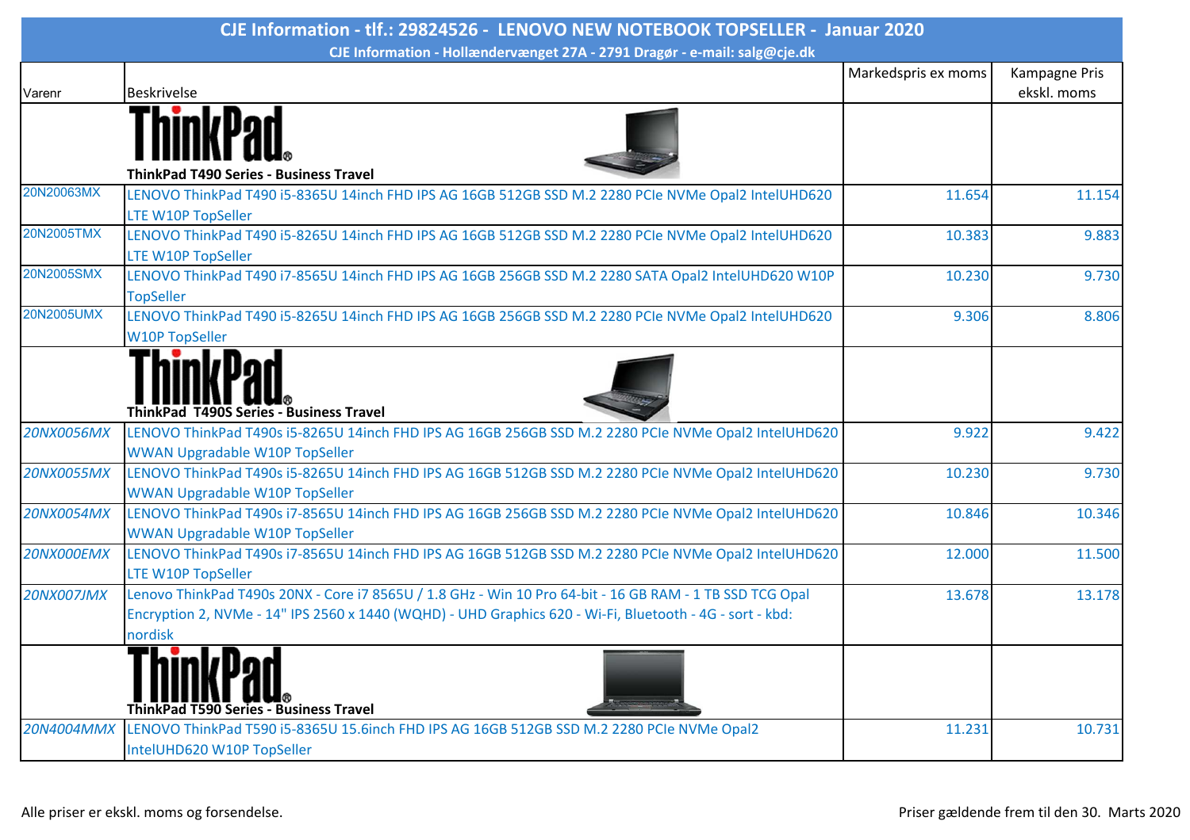# CJE Information - tlf.: 29824526 - LENOVO NEW NOTEBOOK TOPSELLER - Januar 2020

**CJE Information - Hollændervænget 27A - 2791 Dragør - e-mail: salg@cje.dk**

| Varenr | Beskrivelse | Markedspris ex moms | Kampagne Pris ekskl. moms |
|---|---|---|---|
| | **ThinkPad T490 Series - Business Travel** | | |
| 20N20063MX | LENOVO ThinkPad T490 i5-8365U 14inch FHD IPS AG 16GB 512GB SSD M.2 2280 PCIe NVMe Opal2 IntelUHD620 LTE W10P TopSeller | 11.654 | 11.154 |
| 20N2005TMX | LENOVO ThinkPad T490 i5-8265U 14inch FHD IPS AG 16GB 512GB SSD M.2 2280 PCIe NVMe Opal2 IntelUHD620 LTE W10P TopSeller | 10.383 | 9.883 |
| 20N2005SMX | LENOVO ThinkPad T490 i7-8565U 14inch FHD IPS AG 16GB 256GB SSD M.2 2280 SATA Opal2 IntelUHD620 W10P TopSeller | 10.230 | 9.730 |
| 20N2005UMX | LENOVO ThinkPad T490 i5-8265U 14inch FHD IPS AG 16GB 256GB SSD M.2 2280 PCIe NVMe Opal2 IntelUHD620 W10P TopSeller | 9.306 | 8.806 |
| | **ThinkPad T490S Series - Business Travel** | | |
| 20NX0056MX | LENOVO ThinkPad T490s i5-8265U 14inch FHD IPS AG 16GB 256GB SSD M.2 2280 PCIe NVMe Opal2 IntelUHD620 WWAN Upgradable W10P TopSeller | 9.922 | 9.422 |
| 20NX0055MX | LENOVO ThinkPad T490s i5-8265U 14inch FHD IPS AG 16GB 512GB SSD M.2 2280 PCIe NVMe Opal2 IntelUHD620 WWAN Upgradable W10P TopSeller | 10.230 | 9.730 |
| 20NX0054MX | LENOVO ThinkPad T490s i7-8565U 14inch FHD IPS AG 16GB 256GB SSD M.2 2280 PCIe NVMe Opal2 IntelUHD620 WWAN Upgradable W10P TopSeller | 10.846 | 10.346 |
| 20NX000EMX | LENOVO ThinkPad T490s i7-8565U 14inch FHD IPS AG 16GB 512GB SSD M.2 2280 PCIe NVMe Opal2 IntelUHD620 LTE W10P TopSeller | 12.000 | 11.500 |
| 20NX007JMX | Lenovo ThinkPad T490s 20NX - Core i7 8565U / 1.8 GHz - Win 10 Pro 64-bit - 16 GB RAM - 1 TB SSD TCG Opal Encryption 2, NVMe - 14" IPS 2560 x 1440 (WQHD) - UHD Graphics 620 - Wi-Fi, Bluetooth - 4G - sort - kbd: nordisk | 13.678 | 13.178 |
| | **ThinkPad T590 Series - Business Travel** | | |
| 20N4004MMX | LENOVO ThinkPad T590 i5-8365U 15.6inch FHD IPS AG 16GB 512GB SSD M.2 2280 PCIe NVMe Opal2 IntelUHD620 W10P TopSeller | 11.231 | 10.731 |

Alle priser er ekskl. moms og forsendelse.

Priser gældende frem til den 30. Marts 2020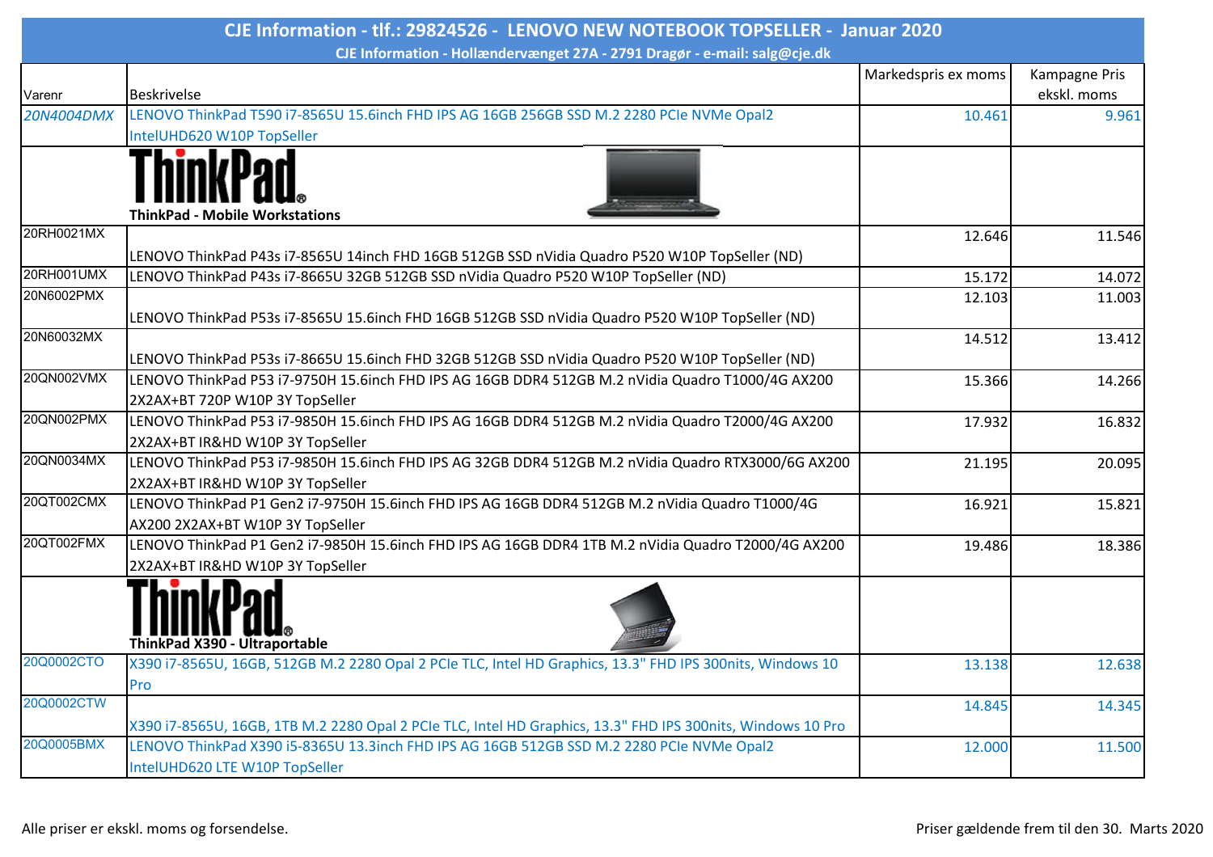# CJE Information - tlf.: 29824526 - LENOVO NEW NOTEBOOK TOPSELLER - Januar 2020

CJE Information - Hollændervænget 27A - 2791 Dragør - e-mail: salg@cje.dk

| Varenr | Beskrivelse | Markedspris ex moms | Kampagne Pris ekskl. moms |
|---|---|---|---|
| 20N4004DMX | LENOVO ThinkPad T590 i7-8565U 15.6inch FHD IPS AG 16GB 256GB SSD M.2 2280 PCIe NVMe Opal2 IntelUHD620 W10P TopSeller | 10.461 | 9.961 |
| | **ThinkPad - Mobile Workstations** | | |
| 20RH0021MX | LENOVO ThinkPad P43s i7-8565U 14inch FHD 16GB 512GB SSD nVidia Quadro P520 W10P TopSeller (ND) | 12.646 | 11.546 |
| 20RH001UMX | LENOVO ThinkPad P43s i7-8665U 32GB 512GB SSD nVidia Quadro P520 W10P TopSeller (ND) | 15.172 | 14.072 |
| 20N6002PMX | LENOVO ThinkPad P53s i7-8565U 15.6inch FHD 16GB 512GB SSD nVidia Quadro P520 W10P TopSeller (ND) | 12.103 | 11.003 |
| 20N60032MX | LENOVO ThinkPad P53s i7-8665U 15.6inch FHD 32GB 512GB SSD nVidia Quadro P520 W10P TopSeller (ND) | 14.512 | 13.412 |
| 20QN002VMX | LENOVO ThinkPad P53 i7-9750H 15.6inch FHD IPS AG 16GB DDR4 512GB M.2 nVidia Quadro T1000/4G AX200 2X2AX+BT 720P W10P 3Y TopSeller | 15.366 | 14.266 |
| 20QN002PMX | LENOVO ThinkPad P53 i7-9850H 15.6inch FHD IPS AG 16GB DDR4 512GB M.2 nVidia Quadro T2000/4G AX200 2X2AX+BT IR&HD W10P 3Y TopSeller | 17.932 | 16.832 |
| 20QN0034MX | LENOVO ThinkPad P53 i7-9850H 15.6inch FHD IPS AG 32GB DDR4 512GB M.2 nVidia Quadro RTX3000/6G AX200 2X2AX+BT IR&HD W10P 3Y TopSeller | 21.195 | 20.095 |
| 20QT002CMX | LENOVO ThinkPad P1 Gen2 i7-9750H 15.6inch FHD IPS AG 16GB DDR4 512GB M.2 nVidia Quadro T1000/4G AX200 2X2AX+BT W10P 3Y TopSeller | 16.921 | 15.821 |
| 20QT002FMX | LENOVO ThinkPad P1 Gen2 i7-9850H 15.6inch FHD IPS AG 16GB DDR4 1TB M.2 nVidia Quadro T2000/4G AX200 2X2AX+BT IR&HD W10P 3Y TopSeller | 19.486 | 18.386 |
| | **ThinkPad X390 - Ultraportable** | | |
| 20Q0002CTO | X390 i7-8565U, 16GB, 512GB M.2 2280 Opal 2 PCIe TLC, Intel HD Graphics, 13.3" FHD IPS 300nits, Windows 10 Pro | 13.138 | 12.638 |
| 20Q0002CTW | X390 i7-8565U, 16GB, 1TB M.2 2280 Opal 2 PCIe TLC, Intel HD Graphics, 13.3" FHD IPS 300nits, Windows 10 Pro | 14.845 | 14.345 |
| 20Q0005BMX | LENOVO ThinkPad X390 i5-8365U 13.3inch FHD IPS AG 16GB 512GB SSD M.2 2280 PCIe NVMe Opal2 IntelUHD620 LTE W10P TopSeller | 12.000 | 11.500 |

Alle priser er ekskl. moms og forsendelse.

Priser gældende frem til den 30. Marts 2020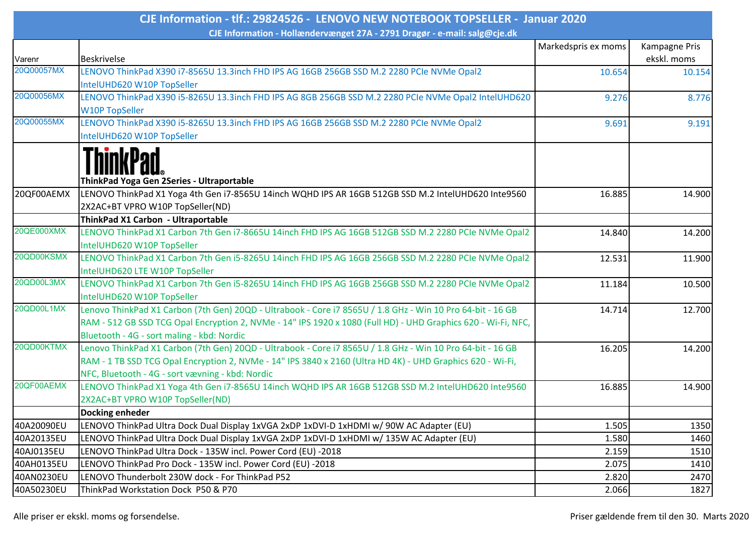# CJE Information - tlf.: 29824526 - LENOVO NEW NOTEBOOK TOPSELLER - Januar 2020

**CJE Information - Hollændervænget 27A - 2791 Dragør - e-mail: salg@cje.dk**

| Varenr | Beskrivelse | Markedspris ex moms | Kampagne Pris ekskl. moms |
|---|---|---|---|
| 20Q00057MX | LENOVO ThinkPad X390 i7-8565U 13.3inch FHD IPS AG 16GB 256GB SSD M.2 2280 PCIe NVMe Opal2 IntelUHD620 W10P TopSeller | 10.654 | 10.154 |
| 20Q00056MX | LENOVO ThinkPad X390 i5-8265U 13.3inch FHD IPS AG 8GB 256GB SSD M.2 2280 PCIe NVMe Opal2 IntelUHD620 W10P TopSeller | 9.276 | 8.776 |
| 20Q00055MX | LENOVO ThinkPad X390 i5-8265U 13.3inch FHD IPS AG 16GB 256GB SSD M.2 2280 PCIe NVMe Opal2 IntelUHD620 W10P TopSeller | 9.691 | 9.191 |
| | ThinkPad **ThinkPad Yoga Gen 2Series - Ultraportable** | | |
| 20QF00AEMX | LENOVO ThinkPad X1 Yoga 4th Gen i7-8565U 14inch WQHD IPS AR 16GB 512GB SSD M.2 IntelUHD620 Inte9560 2X2AC+BT VPRO W10P TopSeller(ND) | 16.885 | 14.900 |
| | **ThinkPad X1 Carbon - Ultraportable** | | |
| 20QE000XMX | LENOVO ThinkPad X1 Carbon 7th Gen i7-8665U 14inch FHD IPS AG 16GB 512GB SSD M.2 2280 PCIe NVMe Opal2 IntelUHD620 W10P TopSeller | 14.840 | 14.200 |
| 20QD00KSMX | LENOVO ThinkPad X1 Carbon 7th Gen i5-8265U 14inch FHD IPS AG 16GB 256GB SSD M.2 2280 PCIe NVMe Opal2 IntelUHD620 LTE W10P TopSeller | 12.531 | 11.900 |
| 20QD00L3MX | LENOVO ThinkPad X1 Carbon 7th Gen i5-8265U 14inch FHD IPS AG 16GB 256GB SSD M.2 2280 PCIe NVMe Opal2 IntelUHD620 W10P TopSeller | 11.184 | 10.500 |
| 20QD00L1MX | Lenovo ThinkPad X1 Carbon (7th Gen) 20QD - Ultrabook - Core i7 8565U / 1.8 GHz - Win 10 Pro 64-bit - 16 GB RAM - 512 GB SSD TCG Opal Encryption 2, NVMe - 14" IPS 1920 x 1080 (Full HD) - UHD Graphics 620 - Wi-Fi, NFC, Bluetooth - 4G - sort maling - kbd: Nordic | 14.714 | 12.700 |
| 20QD00KTMX | Lenovo ThinkPad X1 Carbon (7th Gen) 20QD - Ultrabook - Core i7 8565U / 1.8 GHz - Win 10 Pro 64-bit - 16 GB RAM - 1 TB SSD TCG Opal Encryption 2, NVMe - 14" IPS 3840 x 2160 (Ultra HD 4K) - UHD Graphics 620 - Wi-Fi, NFC, Bluetooth - 4G - sort vævning - kbd: Nordic | 16.205 | 14.200 |
| 20QF00AEMX | LENOVO ThinkPad X1 Yoga 4th Gen i7-8565U 14inch WQHD IPS AR 16GB 512GB SSD M.2 IntelUHD620 Inte9560 2X2AC+BT VPRO W10P TopSeller(ND) | 16.885 | 14.900 |
| | **Docking enheder** | | |
| 40A20090EU | LENOVO ThinkPad Ultra Dock Dual Display 1xVGA 2xDP 1xDVI-D 1xHDMI w/ 90W AC Adapter (EU) | 1.505 | 1350 |
| 40A20135EU | LENOVO ThinkPad Ultra Dock Dual Display 1xVGA 2xDP 1xDVI-D 1xHDMI w/ 135W AC Adapter (EU) | 1.580 | 1460 |
| 40AJ0135EU | LENOVO ThinkPad Ultra Dock - 135W incl. Power Cord (EU) -2018 | 2.159 | 1510 |
| 40AH0135EU | LENOVO ThinkPad Pro Dock - 135W incl. Power Cord (EU) -2018 | 2.075 | 1410 |
| 40AN0230EU | LENOVO Thunderbolt 230W dock - For ThinkPad P52 | 2.820 | 2470 |
| 40A50230EU | ThinkPad Workstation Dock P50 & P70 | 2.066 | 1827 |

Alle priser er ekskl. moms og forsendelse.

Priser gældende frem til den 30. Marts 2020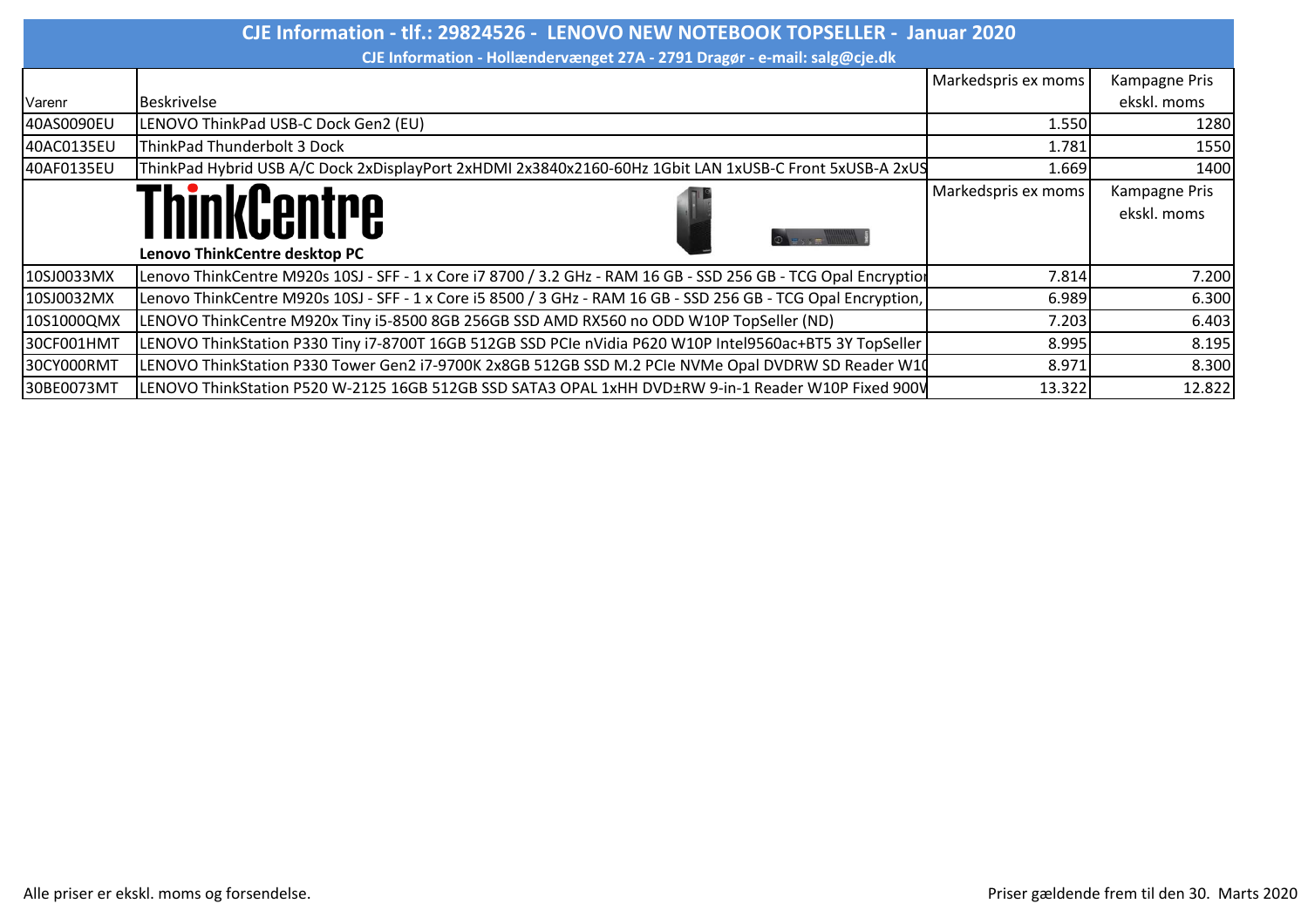# CJE Information - tlf.: 29824526 - LENOVO NEW NOTEBOOK TOPSELLER - Januar 2020

**CJE Information - Hollændervænget 27A - 2791 Dragør - e-mail: salg@cje.dk**

| Varenr | Beskrivelse | Markedspris ex moms | Kampagne Pris ekskl. moms |
|---|---|---|---|
| 40AS0090EU | LENOVO ThinkPad USB-C Dock Gen2 (EU) | 1.550 | 1280 |
| 40AC0135EU | ThinkPad Thunderbolt 3 Dock | 1.781 | 1550 |
| 40AF0135EU | ThinkPad Hybrid USB A/C Dock 2xDisplayPort 2xHDMI 2x3840x2160-60Hz 1Gbit LAN 1xUSB-C Front 5xUSB-A 2xUS | 1.669 | 1400 |
| | **ThinkCentre** **Lenovo ThinkCentre desktop PC** | Markedspris ex moms | Kampagne Pris ekskl. moms |
| 10SJ0033MX | Lenovo ThinkCentre M920s 10SJ - SFF - 1 x Core i7 8700 / 3.2 GHz - RAM 16 GB - SSD 256 GB - TCG Opal Encryptio | 7.814 | 7.200 |
| 10SJ0032MX | Lenovo ThinkCentre M920s 10SJ - SFF - 1 x Core i5 8500 / 3 GHz - RAM 16 GB - SSD 256 GB - TCG Opal Encryption, | 6.989 | 6.300 |
| 10S1000QMX | LENOVO ThinkCentre M920x Tiny i5-8500 8GB 256GB SSD AMD RX560 no ODD W10P TopSeller (ND) | 7.203 | 6.403 |
| 30CF001HMT | LENOVO ThinkStation P330 Tiny i7-8700T 16GB 512GB SSD PCIe nVidia P620 W10P Intel9560ac+BT5 3Y TopSeller | 8.995 | 8.195 |
| 30CY000RMT | LENOVO ThinkStation P330 Tower Gen2 i7-9700K 2x8GB 512GB SSD M.2 PCIe NVMe Opal DVDRW SD Reader W1( | 8.971 | 8.300 |
| 30BE0073MT | LENOVO ThinkStation P520 W-2125 16GB 512GB SSD SATA3 OPAL 1xHH DVD±RW 9-in-1 Reader W10P Fixed 900V | 13.322 | 12.822 |

Alle priser er ekskl. moms og forsendelse.

Priser gældende frem til den 30. Marts 2020